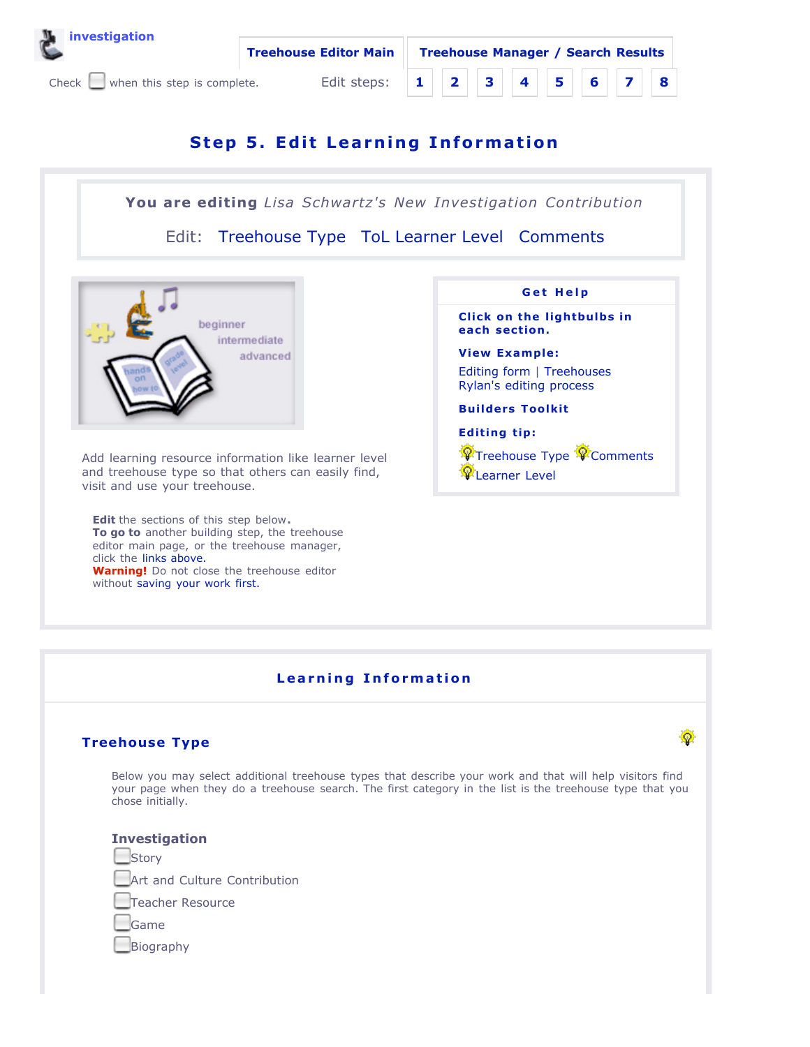**investigation**

Check ☐ when this step is complete.

Treehouse Editor Main | Treehouse Manager / Search Results

Edit steps: 1 2 3 4 5 6 7 8

# Step 5. Edit Learning Information

**You are editing** *Lisa Schwartz's New Investigation Contribution*

Edit: Treehouse Type ToL Learner Level Comments

Add learning resource information like learner level and treehouse type so that others can easily find, visit and use your treehouse.

**Edit** the sections of this step below.
**To go to** another building step, the treehouse editor main page, or the treehouse manager, click the links above.
**Warning!** Do not close the treehouse editor without saving your work first.

**Get Help**

**Click on the lightbulbs in each section.**

**View Example:**

Editing form | Treehouses
Rylan's editing process

**Builders Toolkit**

**Editing tip:**

Treehouse Type Comments
Learner Level

## Learning Information

### Treehouse Type

Below you may select additional treehouse types that describe your work and that will help visitors find your page when they do a treehouse search. The first category in the list is the treehouse type that you chose initially.

**Investigation**

- ☐ Story
- ☐ Art and Culture Contribution
- ☐ Teacher Resource
- ☐ Game
- ☐ Biography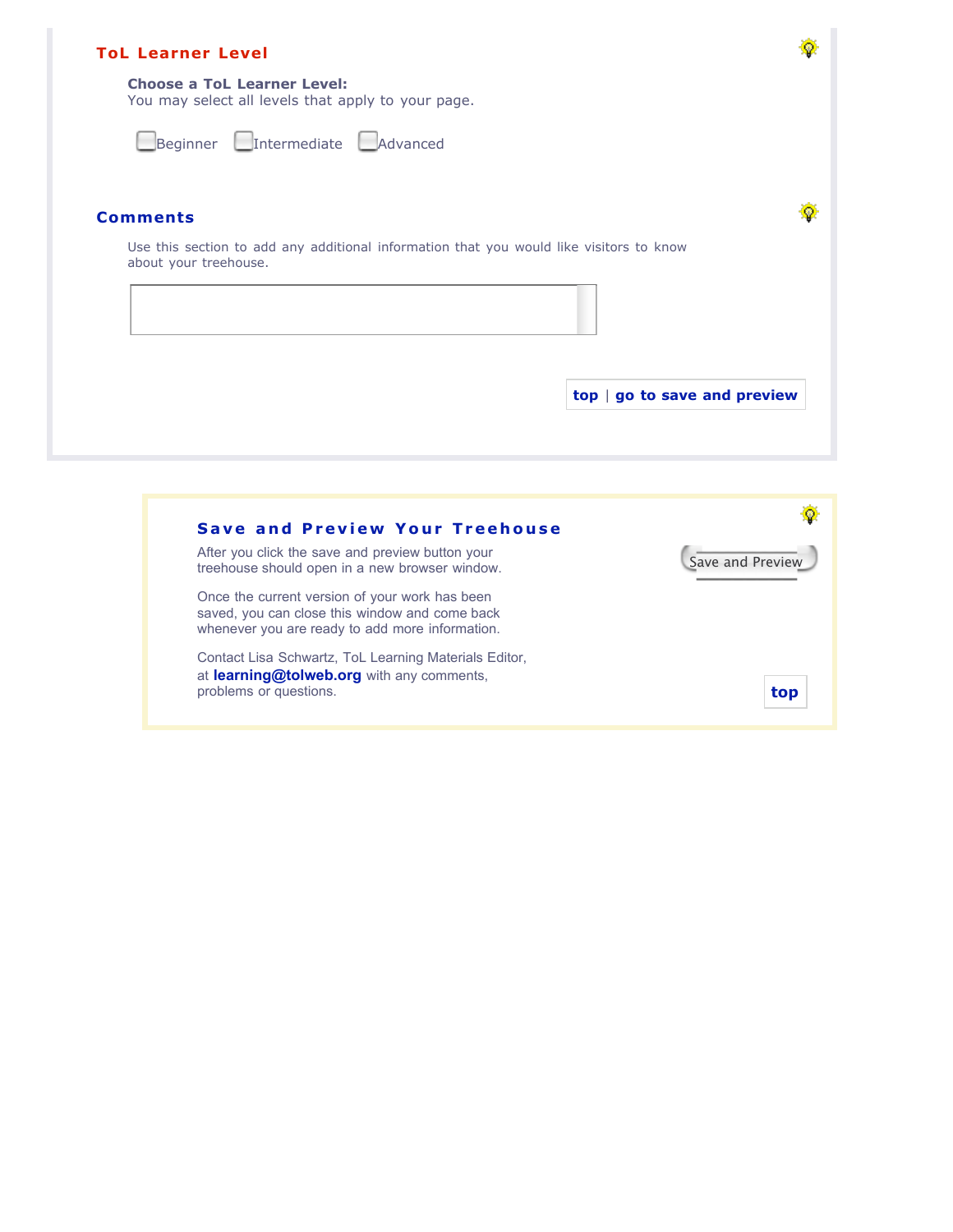## ToL Learner Level

**Choose a ToL Learner Level:**
You may select all levels that apply to your page.

- [ ] Beginner
- [ ] Intermediate
- [ ] Advanced

## Comments

Use this section to add any additional information that you would like visitors to know about your treehouse.

top | go to save and preview

## Save and Preview Your Treehouse

After you click the save and preview button your treehouse should open in a new browser window.

Save and Preview

Once the current version of your work has been saved, you can close this window and come back whenever you are ready to add more information.

Contact Lisa Schwartz, ToL Learning Materials Editor, at **learning@tolweb.org** with any comments, problems or questions.

top